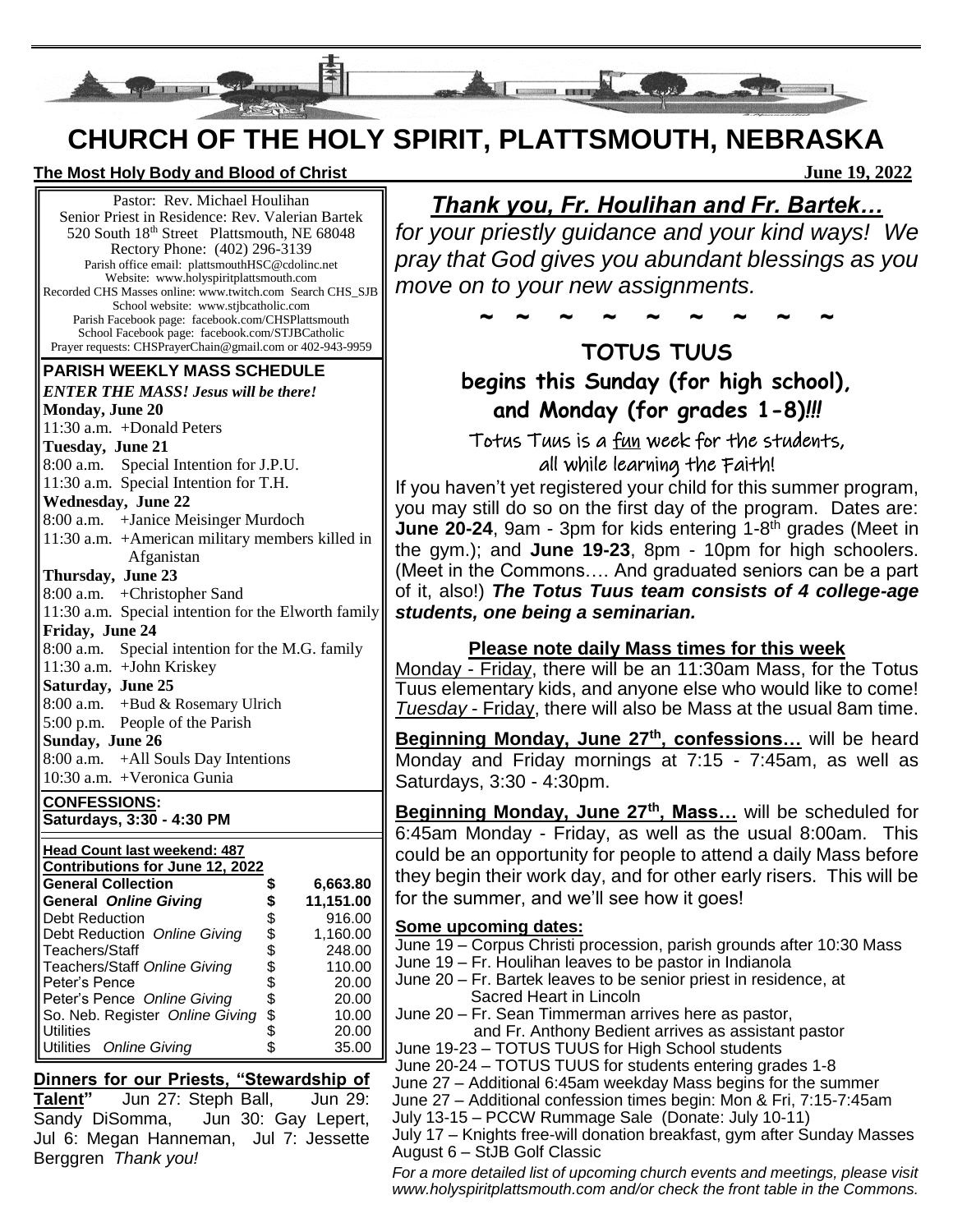# CHURCH OF THE HOLY SPIRIT, PLATTSMOUTH, NEBRASKA

**The Most Holy Body and Blood of Christ** **June 19, 2022**

Pastor: Rev. Michael Houlihan
Senior Priest in Residence: Rev. Valerian Bartek
520 South 18th Street Plattsmouth, NE 68048
Rectory Phone: (402) 296-3139
Parish office email: plattsmouthHSC@cdolinc.net
Website: www.holyspiritplattsmouth.com
Recorded CHS Masses online: www.twitch.com Search CHS_SJB
School website: www.stjbcatholic.com
Parish Facebook page: facebook.com/CHSPlattsmouth
School Facebook page: facebook.com/STJBCatholic
Prayer requests: CHSPrayerChain@gmail.com or 402-943-9959

## PARISH WEEKLY MASS SCHEDULE

***ENTER THE MASS! Jesus will be there!***

**Monday, June 20**
11:30 a.m. +Donald Peters

**Tuesday, June 21**
8:00 a.m. Special Intention for J.P.U.
11:30 a.m. Special Intention for T.H.

**Wednesday, June 22**
8:00 a.m. +Janice Meisinger Murdoch
11:30 a.m. +American military members killed in Afganistan

**Thursday, June 23**
8:00 a.m. +Christopher Sand
11:30 a.m. Special intention for the Elworth family

**Friday, June 24**
8:00 a.m. Special intention for the M.G. family
11:30 a.m. +John Kriskey

**Saturday, June 25**
8:00 a.m. +Bud & Rosemary Ulrich
5:00 p.m. People of the Parish

**Sunday, June 26**
8:00 a.m. +All Souls Day Intentions
10:30 a.m. +Veronica Gunia

**CONFESSIONS:**
**Saturdays, 3:30 - 4:30 PM**

**Head Count last weekend: 487**

**Contributions for June 12, 2022**

| | | |
|---|---|---|
| **General Collection** | **$** | **6,663.80** |
| **General *Online Giving*** | **$** | **11,151.00** |
| Debt Reduction | $ | 916.00 |
| Debt Reduction *Online Giving* | $ | 1,160.00 |
| Teachers/Staff | $ | 248.00 |
| Teachers/Staff *Online Giving* | $ | 110.00 |
| Peter's Pence | $ | 20.00 |
| Peter's Pence *Online Giving* | $ | 20.00 |
| So. Neb. Register *Online Giving* | $ | 10.00 |
| Utilities | $ | 20.00 |
| Utilities *Online Giving* | $ | 35.00 |

**Dinners for our Priests, "Stewardship of Talent"** Jun 27: Steph Ball, Jun 29: Sandy DiSomma, Jun 30: Gay Lepert, Jul 6: Megan Hanneman, Jul 7: Jessette Berggren *Thank you!*

## *Thank you, Fr. Houlihan and Fr. Bartek…*

*for your priestly guidance and your kind ways! We pray that God gives you abundant blessings as you move on to your new assignments.*

~ ~ ~ ~ ~ ~ ~ ~ ~

## TOTUS TUUS

### begins this Sunday (for high school), and Monday (for grades 1-8)!!!

Totus Tuus is a fun week for the students, all while learning the Faith!

If you haven't yet registered your child for this summer program, you may still do so on the first day of the program. Dates are: **June 20-24**, 9am - 3pm for kids entering 1-8th grades (Meet in the gym.); and **June 19-23**, 8pm - 10pm for high schoolers. (Meet in the Commons…. And graduated seniors can be a part of it, also!) ***The Totus Tuus team consists of 4 college-age students, one being a seminarian.***

**Please note daily Mass times for this week**

Monday - Friday, there will be an 11:30am Mass, for the Totus Tuus elementary kids, and anyone else who would like to come! *Tuesday* - Friday, there will also be Mass at the usual 8am time.

**Beginning Monday, June 27th, confessions…** will be heard Monday and Friday mornings at 7:15 - 7:45am, as well as Saturdays, 3:30 - 4:30pm.

**Beginning Monday, June 27th, Mass…** will be scheduled for 6:45am Monday - Friday, as well as the usual 8:00am. This could be an opportunity for people to attend a daily Mass before they begin their work day, and for other early risers. This will be for the summer, and we'll see how it goes!

**Some upcoming dates:**

- June 19 – Corpus Christi procession, parish grounds after 10:30 Mass
- June 19 – Fr. Houlihan leaves to be pastor in Indianola
- June 20 – Fr. Bartek leaves to be senior priest in residence, at Sacred Heart in Lincoln
- June 20 – Fr. Sean Timmerman arrives here as pastor, and Fr. Anthony Bedient arrives as assistant pastor
- June 19-23 – TOTUS TUUS for High School students
- June 20-24 – TOTUS TUUS for students entering grades 1-8
- June 27 – Additional 6:45am weekday Mass begins for the summer
- June 27 – Additional confession times begin: Mon & Fri, 7:15-7:45am
- July 13-15 – PCCW Rummage Sale (Donate: July 10-11)
- July 17 – Knights free-will donation breakfast, gym after Sunday Masses
- August 6 – StJB Golf Classic

*For a more detailed list of upcoming church events and meetings, please visit www.holyspiritplattsmouth.com and/or check the front table in the Commons.*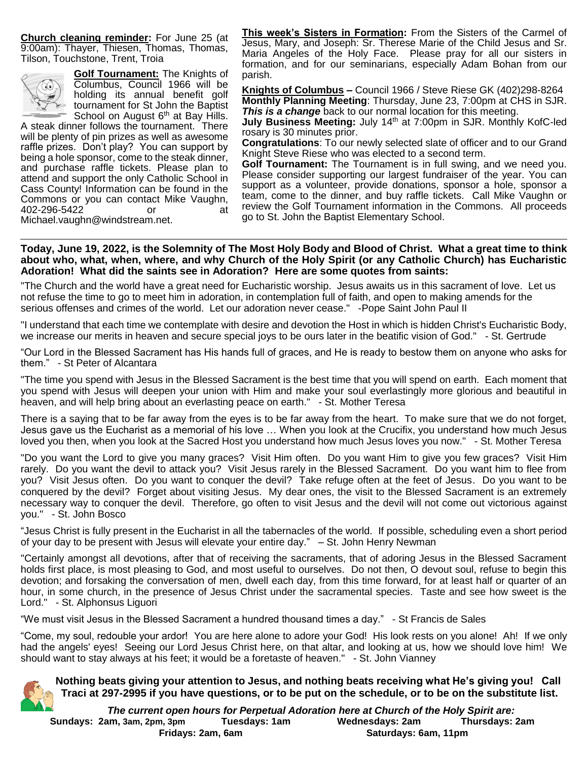**Church cleaning reminder:** For June 25 (at 9:00am): Thayer, Thiesen, Thomas, Thomas, Tilson, Touchstone, Trent, Troia

**Golf Tournament:** The Knights of Columbus, Council 1966 will be holding its annual benefit golf tournament for St John the Baptist School on August 6th at Bay Hills. A steak dinner follows the tournament. There will be plenty of pin prizes as well as awesome raffle prizes. Don't play? You can support by being a hole sponsor, come to the steak dinner, and purchase raffle tickets. Please plan to attend and support the only Catholic School in Cass County! Information can be found in the Commons or you can contact Mike Vaughn, 402-296-5422 or at Michael.vaughn@windstream.net.

**This week's Sisters in Formation:** From the Sisters of the Carmel of Jesus, Mary, and Joseph: Sr. Therese Marie of the Child Jesus and Sr. Maria Angeles of the Holy Face. Please pray for all our sisters in formation, and for our seminarians, especially Adam Bohan from our parish.

**Knights of Columbus –** Council 1966 / Steve Riese GK (402)298-8264
**Monthly Planning Meeting**: Thursday, June 23, 7:00pm at CHS in SJR. ***This is a change*** back to our normal location for this meeting.
**July Business Meeting:** July 14th at 7:00pm in SJR. Monthly KofC-led rosary is 30 minutes prior.
**Congratulations**: To our newly selected slate of officer and to our Grand Knight Steve Riese who was elected to a second term.
**Golf Tournament:** The Tournament is in full swing, and we need you. Please consider supporting our largest fundraiser of the year. You can support as a volunteer, provide donations, sponsor a hole, sponsor a team, come to the dinner, and buy raffle tickets. Call Mike Vaughn or review the Golf Tournament information in the Commons. All proceeds go to St. John the Baptist Elementary School.

---

**Today, June 19, 2022, is the Solemnity of The Most Holy Body and Blood of Christ. What a great time to think about who, what, when, where, and why Church of the Holy Spirit (or any Catholic Church) has Eucharistic Adoration! What did the saints see in Adoration? Here are some quotes from saints:**

"The Church and the world have a great need for Eucharistic worship. Jesus awaits us in this sacrament of love. Let us not refuse the time to go to meet him in adoration, in contemplation full of faith, and open to making amends for the serious offenses and crimes of the world. Let our adoration never cease." -Pope Saint John Paul II

"I understand that each time we contemplate with desire and devotion the Host in which is hidden Christ's Eucharistic Body, we increase our merits in heaven and secure special joys to be ours later in the beatific vision of God." - St. Gertrude

"Our Lord in the Blessed Sacrament has His hands full of graces, and He is ready to bestow them on anyone who asks for them." - St Peter of Alcantara

"The time you spend with Jesus in the Blessed Sacrament is the best time that you will spend on earth. Each moment that you spend with Jesus will deepen your union with Him and make your soul everlastingly more glorious and beautiful in heaven, and will help bring about an everlasting peace on earth." - St. Mother Teresa

There is a saying that to be far away from the eyes is to be far away from the heart. To make sure that we do not forget, Jesus gave us the Eucharist as a memorial of his love … When you look at the Crucifix, you understand how much Jesus loved you then, when you look at the Sacred Host you understand how much Jesus loves you now." - St. Mother Teresa

"Do you want the Lord to give you many graces? Visit Him often. Do you want Him to give you few graces? Visit Him rarely. Do you want the devil to attack you? Visit Jesus rarely in the Blessed Sacrament. Do you want him to flee from you? Visit Jesus often. Do you want to conquer the devil? Take refuge often at the feet of Jesus. Do you want to be conquered by the devil? Forget about visiting Jesus. My dear ones, the visit to the Blessed Sacrament is an extremely necessary way to conquer the devil. Therefore, go often to visit Jesus and the devil will not come out victorious against you." - St. John Bosco

"Jesus Christ is fully present in the Eucharist in all the tabernacles of the world. If possible, scheduling even a short period of your day to be present with Jesus will elevate your entire day." – St. John Henry Newman

"Certainly amongst all devotions, after that of receiving the sacraments, that of adoring Jesus in the Blessed Sacrament holds first place, is most pleasing to God, and most useful to ourselves. Do not then, O devout soul, refuse to begin this devotion; and forsaking the conversation of men, dwell each day, from this time forward, for at least half or quarter of an hour, in some church, in the presence of Jesus Christ under the sacramental species. Taste and see how sweet is the Lord." - St. Alphonsus Liguori

"We must visit Jesus in the Blessed Sacrament a hundred thousand times a day." - St Francis de Sales

"Come, my soul, redouble your ardor! You are here alone to adore your God! His look rests on you alone! Ah! If we only had the angels' eyes! Seeing our Lord Jesus Christ here, on that altar, and looking at us, how we should love him! We should want to stay always at his feet; it would be a foretaste of heaven." - St. John Vianney

**Nothing beats giving your attention to Jesus, and nothing beats receiving what He's giving you! Call Traci at 297-2995 if you have questions, or to be put on the schedule, or to be on the substitute list.**

***The current open hours for Perpetual Adoration here at Church of the Holy Spirit are:***

**Sundays: 2am, 3am, 2pm, 3pm   Tuesdays: 1am   Wednesdays: 2am   Thursdays: 2am**
**Fridays: 2am, 6am   Saturdays: 6am, 11pm**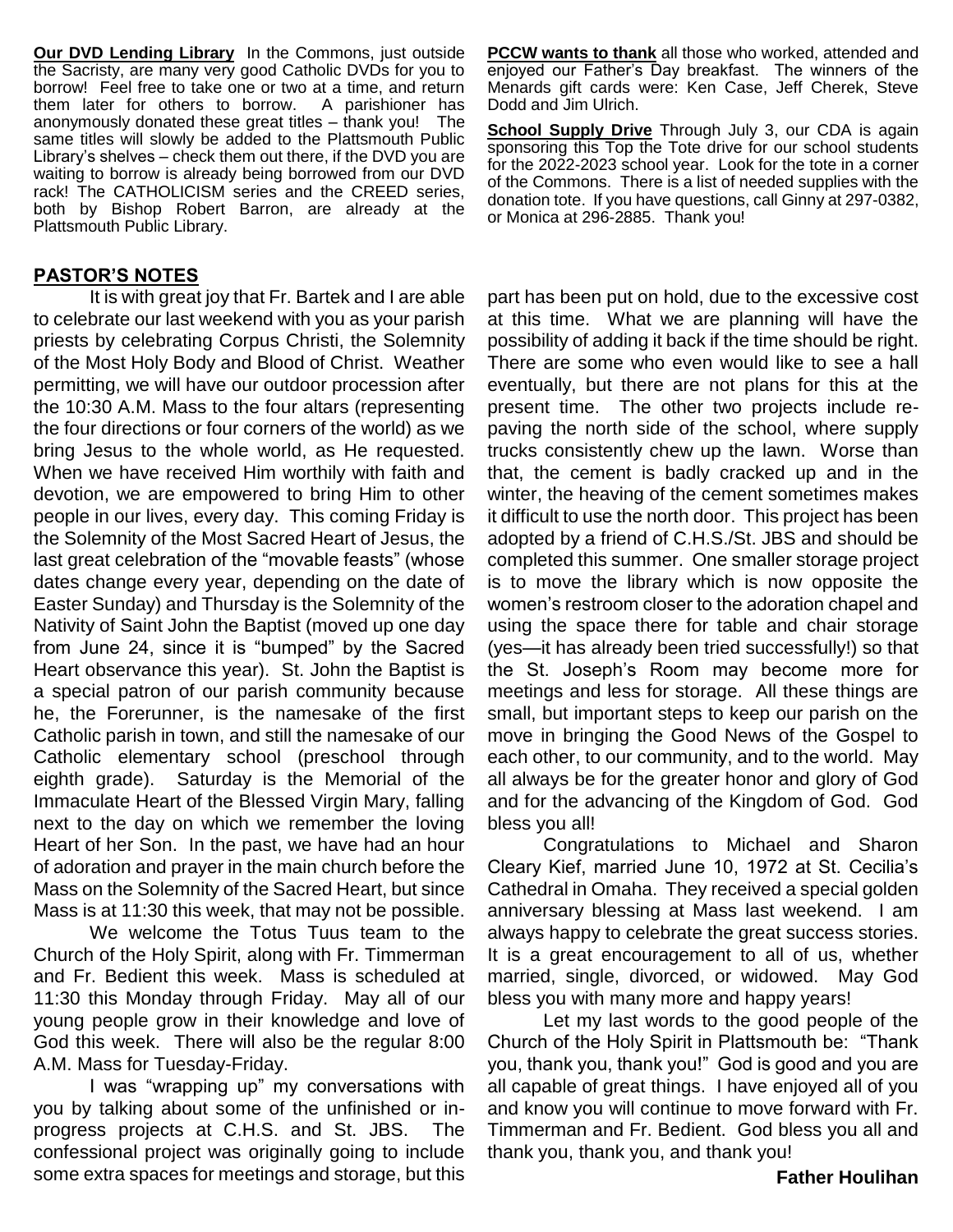**Our DVD Lending Library** In the Commons, just outside the Sacristy, are many very good Catholic DVDs for you to borrow! Feel free to take one or two at a time, and return them later for others to borrow. A parishioner has anonymously donated these great titles – thank you! The same titles will slowly be added to the Plattsmouth Public Library's shelves – check them out there, if the DVD you are waiting to borrow is already being borrowed from our DVD rack! The CATHOLICISM series and the CREED series, both by Bishop Robert Barron, are already at the Plattsmouth Public Library.

**PCCW wants to thank** all those who worked, attended and enjoyed our Father's Day breakfast. The winners of the Menards gift cards were: Ken Case, Jeff Cherek, Steve Dodd and Jim Ulrich.

**School Supply Drive** Through July 3, our CDA is again sponsoring this Top the Tote drive for our school students for the 2022-2023 school year. Look for the tote in a corner of the Commons. There is a list of needed supplies with the donation tote. If you have questions, call Ginny at 297-0382, or Monica at 296-2885. Thank you!

## PASTOR'S NOTES

It is with great joy that Fr. Bartek and I are able to celebrate our last weekend with you as your parish priests by celebrating Corpus Christi, the Solemnity of the Most Holy Body and Blood of Christ. Weather permitting, we will have our outdoor procession after the 10:30 A.M. Mass to the four altars (representing the four directions or four corners of the world) as we bring Jesus to the whole world, as He requested. When we have received Him worthily with faith and devotion, we are empowered to bring Him to other people in our lives, every day. This coming Friday is the Solemnity of the Most Sacred Heart of Jesus, the last great celebration of the "movable feasts" (whose dates change every year, depending on the date of Easter Sunday) and Thursday is the Solemnity of the Nativity of Saint John the Baptist (moved up one day from June 24, since it is "bumped" by the Sacred Heart observance this year). St. John the Baptist is a special patron of our parish community because he, the Forerunner, is the namesake of the first Catholic parish in town, and still the namesake of our Catholic elementary school (preschool through eighth grade). Saturday is the Memorial of the Immaculate Heart of the Blessed Virgin Mary, falling next to the day on which we remember the loving Heart of her Son. In the past, we have had an hour of adoration and prayer in the main church before the Mass on the Solemnity of the Sacred Heart, but since Mass is at 11:30 this week, that may not be possible.

We welcome the Totus Tuus team to the Church of the Holy Spirit, along with Fr. Timmerman and Fr. Bedient this week. Mass is scheduled at 11:30 this Monday through Friday. May all of our young people grow in their knowledge and love of God this week. There will also be the regular 8:00 A.M. Mass for Tuesday-Friday.

I was "wrapping up" my conversations with you by talking about some of the unfinished or in-progress projects at C.H.S. and St. JBS. The confessional project was originally going to include some extra spaces for meetings and storage, but this part has been put on hold, due to the excessive cost at this time. What we are planning will have the possibility of adding it back if the time should be right. There are some who even would like to see a hall eventually, but there are not plans for this at the present time. The other two projects include re-paving the north side of the school, where supply trucks consistently chew up the lawn. Worse than that, the cement is badly cracked up and in the winter, the heaving of the cement sometimes makes it difficult to use the north door. This project has been adopted by a friend of C.H.S./St. JBS and should be completed this summer. One smaller storage project is to move the library which is now opposite the women's restroom closer to the adoration chapel and using the space there for table and chair storage (yes—it has already been tried successfully!) so that the St. Joseph's Room may become more for meetings and less for storage. All these things are small, but important steps to keep our parish on the move in bringing the Good News of the Gospel to each other, to our community, and to the world. May all always be for the greater honor and glory of God and for the advancing of the Kingdom of God. God bless you all!

Congratulations to Michael and Sharon Cleary Kief, married June 10, 1972 at St. Cecilia's Cathedral in Omaha. They received a special golden anniversary blessing at Mass last weekend. I am always happy to celebrate the great success stories. It is a great encouragement to all of us, whether married, single, divorced, or widowed. May God bless you with many more and happy years!

Let my last words to the good people of the Church of the Holy Spirit in Plattsmouth be: "Thank you, thank you, thank you!" God is good and you are all capable of great things. I have enjoyed all of you and know you will continue to move forward with Fr. Timmerman and Fr. Bedient. God bless you all and thank you, thank you, and thank you!

**Father Houlihan**